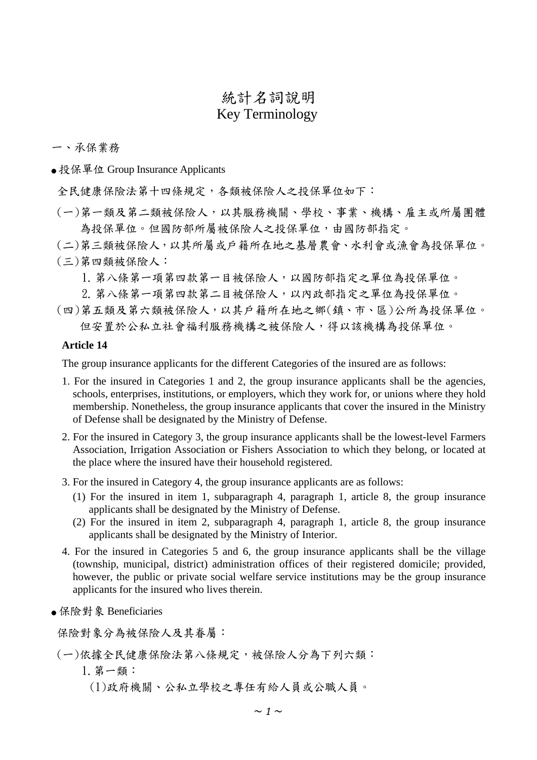# 統計名詞說明
# Key Terminology

一、承保業務

● 投保單位 Group Insurance Applicants

全民健康保險法第十四條規定，各類被保險人之投保單位如下：

（一）第一類及第二類被保險人，以其服務機關、學校、事業、機構、雇主或所屬團體為投保單位。但國防部所屬被保險人之投保單位，由國防部指定。

（二）第三類被保險人，以其所屬或戶籍所在地之基層農會、水利會或漁會為投保單位。

（三）第四類被保險人：

1. 第八條第一項第四款第一目被保險人，以國防部指定之單位為投保單位。
2. 第八條第一項第四款第二目被保險人，以內政部指定之單位為投保單位。

（四）第五類及第六類被保險人，以其戶籍所在地之鄉(鎮、市、區)公所為投保單位。但安置於公私立社會福利服務機構之被保險人，得以該機構為投保單位。

**Article 14**

The group insurance applicants for the different Categories of the insured are as follows:

1. For the insured in Categories 1 and 2, the group insurance applicants shall be the agencies, schools, enterprises, institutions, or employers, which they work for, or unions where they hold membership. Nonetheless, the group insurance applicants that cover the insured in the Ministry of Defense shall be designated by the Ministry of Defense.
2. For the insured in Category 3, the group insurance applicants shall be the lowest-level Farmers Association, Irrigation Association or Fishers Association to which they belong, or located at the place where the insured have their household registered.
3. For the insured in Category 4, the group insurance applicants are as follows:
   (1) For the insured in item 1, subparagraph 4, paragraph 1, article 8, the group insurance applicants shall be designated by the Ministry of Defense.
   (2) For the insured in item 2, subparagraph 4, paragraph 1, article 8, the group insurance applicants shall be designated by the Ministry of Interior.
4. For the insured in Categories 5 and 6, the group insurance applicants shall be the village (township, municipal, district) administration offices of their registered domicile; provided, however, the public or private social welfare service institutions may be the group insurance applicants for the insured who lives therein.

● 保險對象 Beneficiaries

保險對象分為被保險人及其眷屬：

（一）依據全民健康保險法第八條規定，被保險人分為下列六類：

1. 第一類：

(1)政府機關、公私立學校之專任有給人員或公職人員。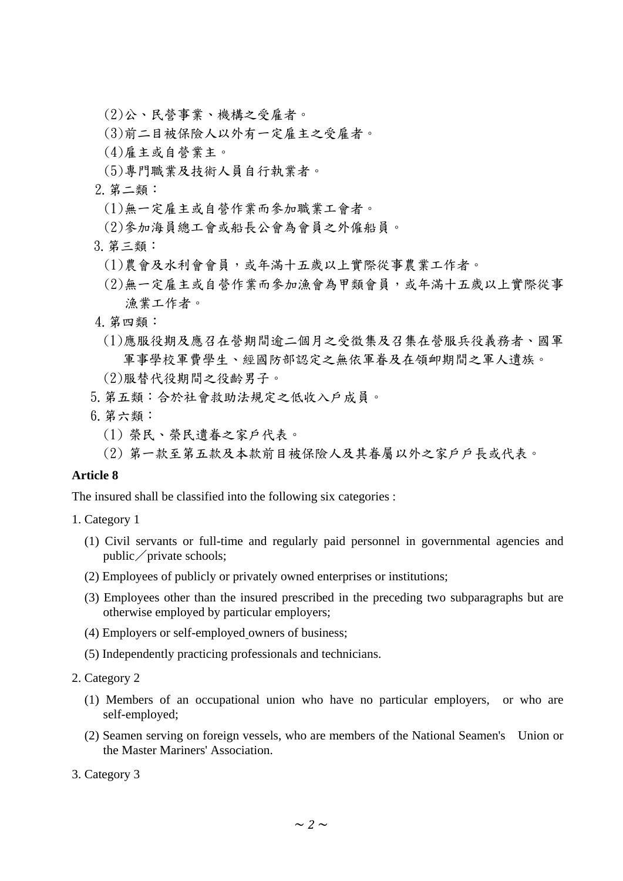(2)公、民營事業、機構之受雇者。

(3)前二目被保險人以外有一定雇主之受雇者。

(4)雇主或自營業主。

(5)專門職業及技術人員自行執業者。

2. 第二類：

(1)無一定雇主或自營作業而參加職業工會者。

(2)參加海員總工會或船長公會為會員之外僱船員。

3. 第三類：

(1)農會及水利會會員，或年滿十五歲以上實際從事農業工作者。

(2)無一定雇主或自營作業而參加漁會為甲類會員，或年滿十五歲以上實際從事漁業工作者。

4. 第四類：

(1)應服役期及應召在營期間逾二個月之受徵集及召集在營服兵役義務者、國軍軍事學校軍費學生、經國防部認定之無依軍眷及在領卹期間之軍人遺族。

(2)服替代役期間之役齡男子。

5. 第五類：合於社會救助法規定之低收入戶成員。

6. 第六類：

(1) 榮民、榮民遺眷之家戶代表。

(2) 第一款至第五款及本款前目被保險人及其眷屬以外之家戶戶長或代表。

**Article 8**

The insured shall be classified into the following six categories :

1. Category 1

(1) Civil servants or full-time and regularly paid personnel in governmental agencies and public／private schools;

(2) Employees of publicly or privately owned enterprises or institutions;

(3) Employees other than the insured prescribed in the preceding two subparagraphs but are otherwise employed by particular employers;

(4) Employers or self-employed owners of business;

(5) Independently practicing professionals and technicians.

2. Category 2

(1) Members of an occupational union who have no particular employers, or who are self-employed;

(2) Seamen serving on foreign vessels, who are members of the National Seamen's Union or the Master Mariners' Association.

3. Category 3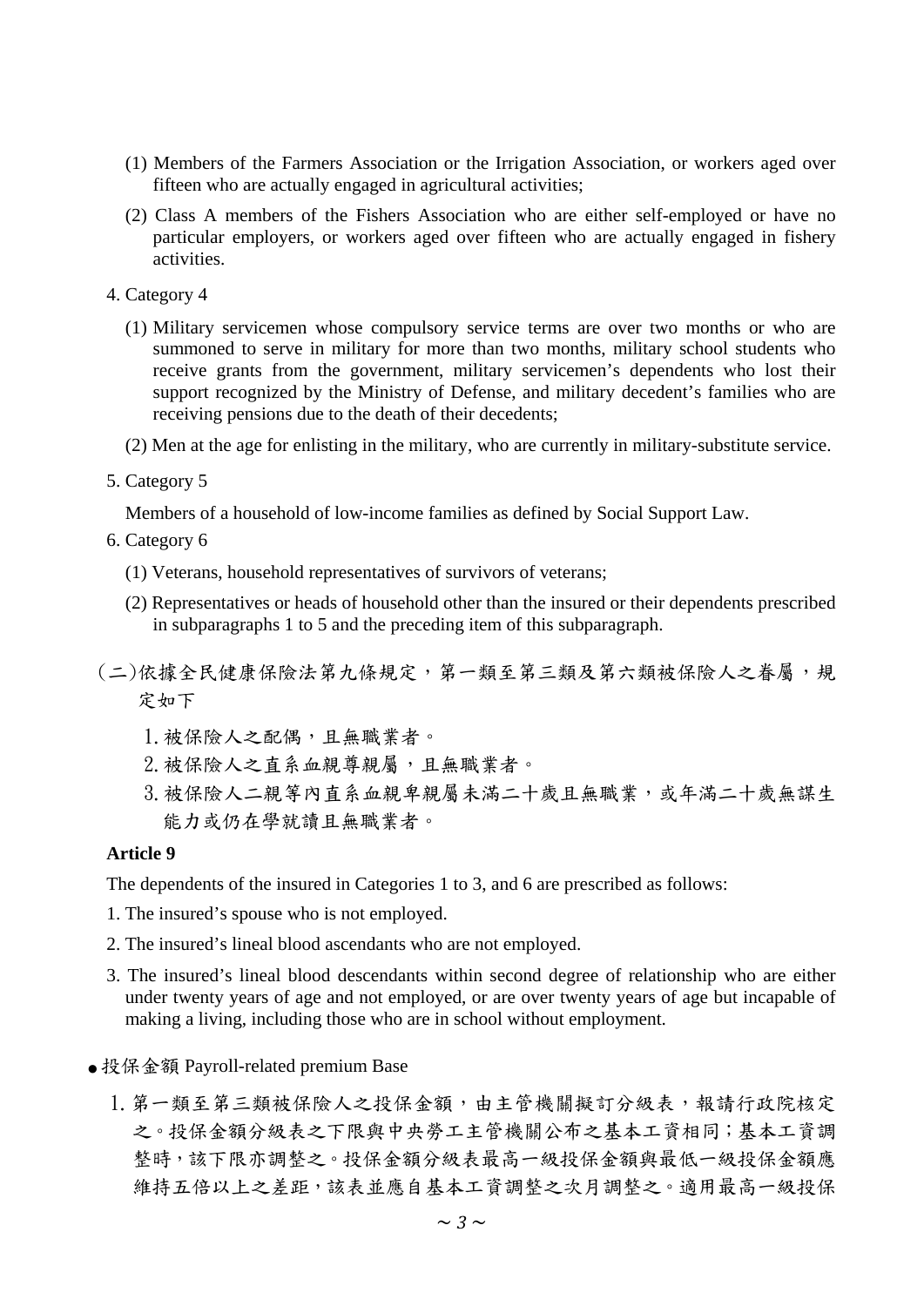(1) Members of the Farmers Association or the Irrigation Association, or workers aged over fifteen who are actually engaged in agricultural activities;

(2) Class A members of the Fishers Association who are either self-employed or have no particular employers, or workers aged over fifteen who are actually engaged in fishery activities.

4. Category 4

(1) Military servicemen whose compulsory service terms are over two months or who are summoned to serve in military for more than two months, military school students who receive grants from the government, military servicemen's dependents who lost their support recognized by the Ministry of Defense, and military decedent's families who are receiving pensions due to the death of their decedents;

(2) Men at the age for enlisting in the military, who are currently in military-substitute service.

5. Category 5

Members of a household of low-income families as defined by Social Support Law.

6. Category 6

(1) Veterans, household representatives of survivors of veterans;

(2) Representatives or heads of household other than the insured or their dependents prescribed in subparagraphs 1 to 5 and the preceding item of this subparagraph.

(二)依據全民健康保險法第九條規定，第一類至第三類及第六類被保險人之眷屬，規定如下

1. 被保險人之配偶，且無職業者。
2. 被保險人之直系血親尊親屬，且無職業者。
3. 被保險人二親等內直系血親卑親屬未滿二十歲且無職業，或年滿二十歲無謀生能力或仍在學就讀且無職業者。

**Article 9**

The dependents of the insured in Categories 1 to 3, and 6 are prescribed as follows:

1. The insured's spouse who is not employed.
2. The insured's lineal blood ascendants who are not employed.
3. The insured's lineal blood descendants within second degree of relationship who are either under twenty years of age and not employed, or are over twenty years of age but incapable of making a living, including those who are in school without employment.

- 投保金額 Payroll-related premium Base

1. 第一類至第三類被保險人之投保金額，由主管機關擬訂分級表，報請行政院核定之。投保金額分級表之下限與中央勞工主管機關公布之基本工資相同；基本工資調整時，該下限亦調整之。投保金額分級表最高一級投保金額與最低一級投保金額應維持五倍以上之差距，該表並應自基本工資調整之次月調整之。適用最高一級投保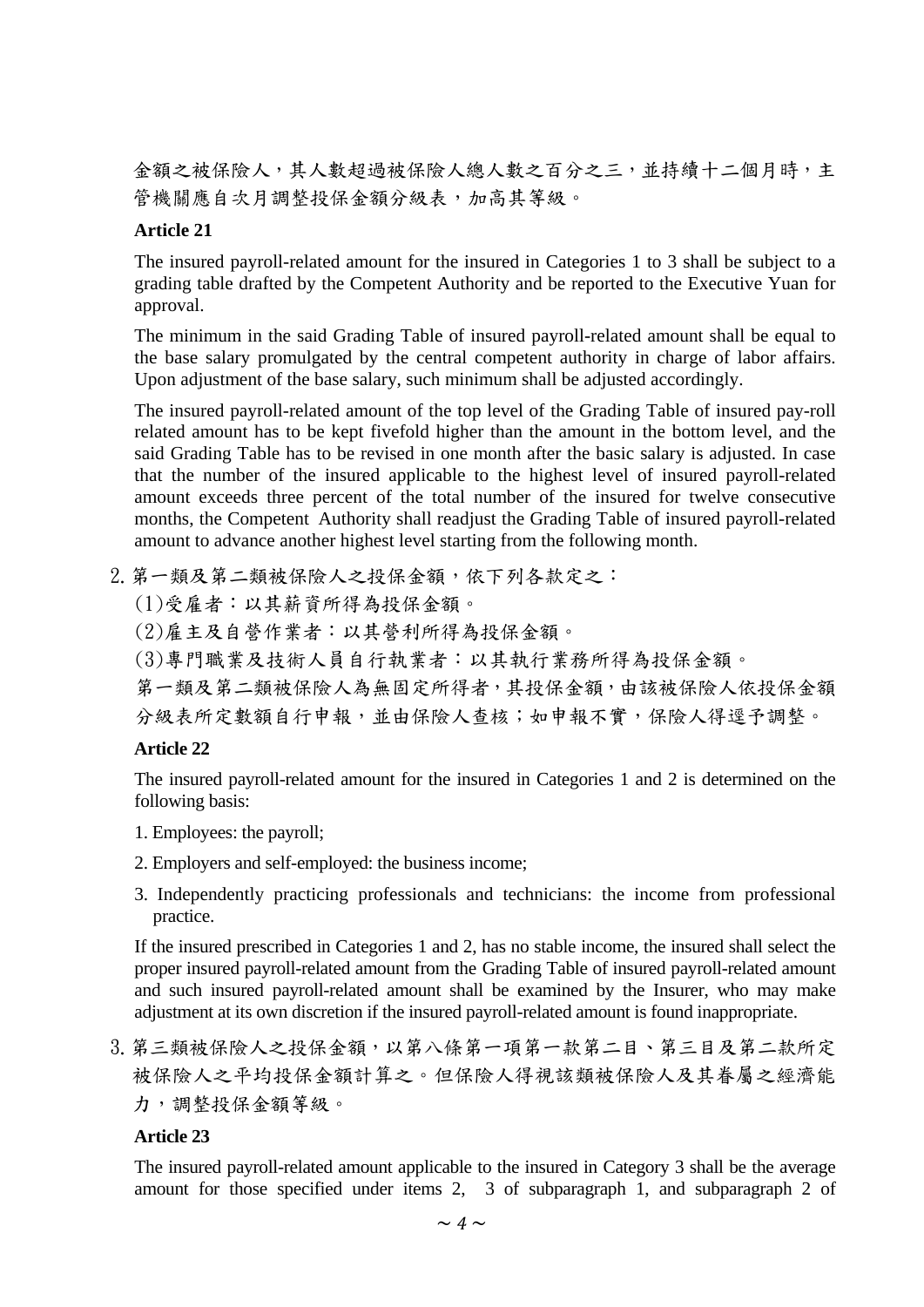金額之被保險人，其人數超過被保險人總人數之百分之三，並持續十二個月時，主管機關應自次月調整投保金額分級表，加高其等級。

**Article 21**

The insured payroll-related amount for the insured in Categories 1 to 3 shall be subject to a grading table drafted by the Competent Authority and be reported to the Executive Yuan for approval.

The minimum in the said Grading Table of insured payroll-related amount shall be equal to the base salary promulgated by the central competent authority in charge of labor affairs. Upon adjustment of the base salary, such minimum shall be adjusted accordingly.

The insured payroll-related amount of the top level of the Grading Table of insured pay-roll related amount has to be kept fivefold higher than the amount in the bottom level, and the said Grading Table has to be revised in one month after the basic salary is adjusted. In case that the number of the insured applicable to the highest level of insured payroll-related amount exceeds three percent of the total number of the insured for twelve consecutive months, the Competent Authority shall readjust the Grading Table of insured payroll-related amount to advance another highest level starting from the following month.

2. 第一類及第二類被保險人之投保金額，依下列各款定之：

(1)受雇者：以其薪資所得為投保金額。

(2)雇主及自營作業者：以其營利所得為投保金額。

(3)專門職業及技術人員自行執業者：以其執行業務所得為投保金額。

第一類及第二類被保險人為無固定所得者，其投保金額，由該被保險人依投保金額分級表所定數額自行申報，並由保險人查核；如申報不實，保險人得逕予調整。

**Article 22**

The insured payroll-related amount for the insured in Categories 1 and 2 is determined on the following basis:

1. Employees: the payroll;
2. Employers and self-employed: the business income;
3. Independently practicing professionals and technicians: the income from professional practice.

If the insured prescribed in Categories 1 and 2, has no stable income, the insured shall select the proper insured payroll-related amount from the Grading Table of insured payroll-related amount and such insured payroll-related amount shall be examined by the Insurer, who may make adjustment at its own discretion if the insured payroll-related amount is found inappropriate.

3. 第三類被保險人之投保金額，以第八條第一項第一款第二目、第三目及第二款所定被保險人之平均投保金額計算之。但保險人得視該類被保險人及其眷屬之經濟能力，調整投保金額等級。

**Article 23**

The insured payroll-related amount applicable to the insured in Category 3 shall be the average amount for those specified under items 2, 3 of subparagraph 1, and subparagraph 2 of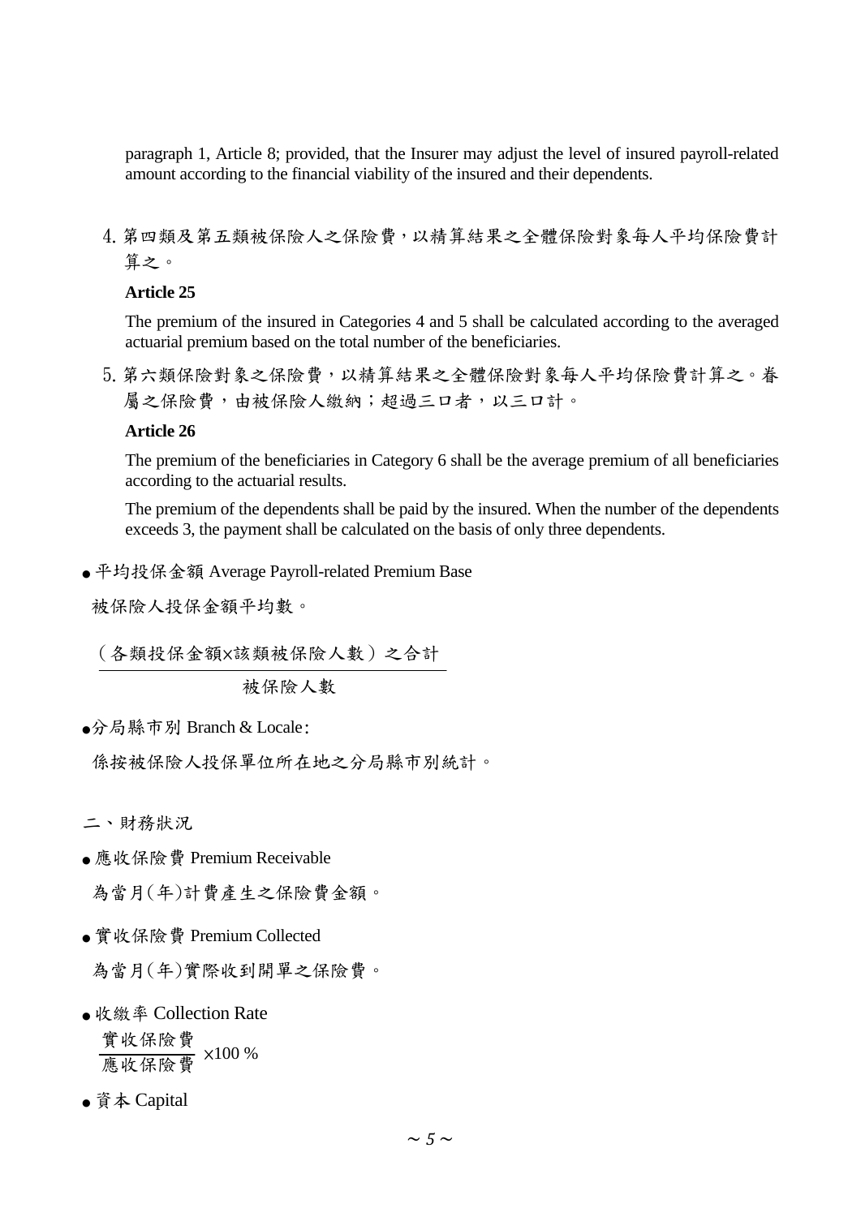paragraph 1, Article 8; provided, that the Insurer may adjust the level of insured payroll-related amount according to the financial viability of the insured and their dependents.

4. 第四類及第五類被保險人之保險費，以精算結果之全體保險對象每人平均保險費計算之。

**Article 25**

The premium of the insured in Categories 4 and 5 shall be calculated according to the averaged actuarial premium based on the total number of the beneficiaries.

5. 第六類保險對象之保險費，以精算結果之全體保險對象每人平均保險費計算之。眷屬之保險費，由被保險人繳納；超過三口者，以三口計。

**Article 26**

The premium of the beneficiaries in Category 6 shall be the average premium of all beneficiaries according to the actuarial results.

The premium of the dependents shall be paid by the insured. When the number of the dependents exceeds 3, the payment shall be calculated on the basis of only three dependents.

- 平均投保金額 Average Payroll-related Premium Base

被保險人投保金額平均數。

$$\frac{\text{（各類投保金額} \times \text{該類被保險人數）之合計}}{\text{被保險人數}}$$

- 分局縣市別 Branch & Locale：

係按被保險人投保單位所在地之分局縣市別統計。

二、財務狀況

- 應收保險費 Premium Receivable

為當月(年)計費產生之保險費金額。

- 實收保險費 Premium Collected

為當月(年)實際收到開單之保險費。

- 收繳率 Collection Rate

$$\frac{\text{實收保險費}}{\text{應收保險費}} \times 100\ \%$$

- 資本 Capital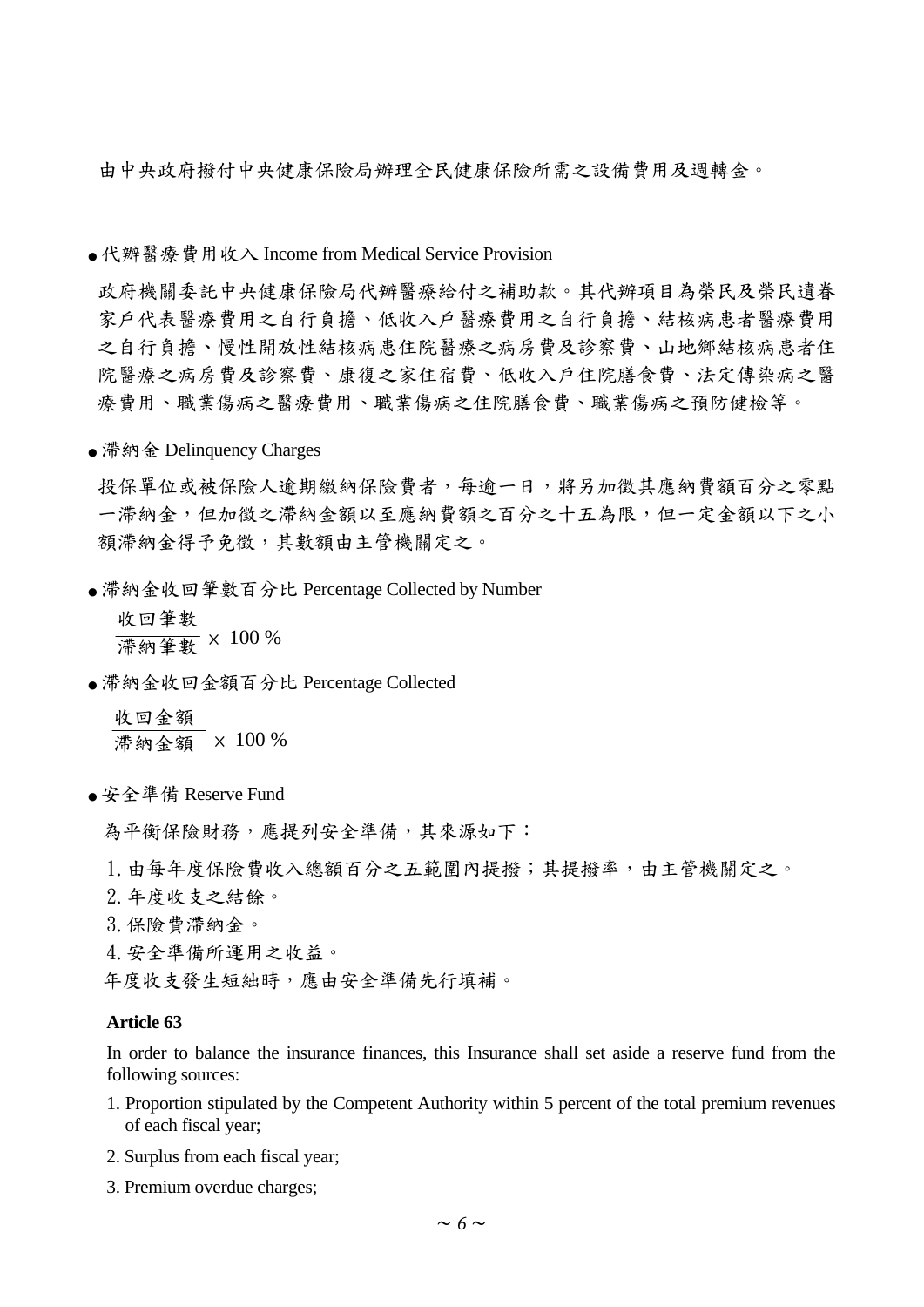由中央政府撥付中央健康保險局辦理全民健康保險所需之設備費用及週轉金。

- 代辦醫療費用收入 Income from Medical Service Provision

政府機關委託中央健康保險局代辦醫療給付之補助款。其代辦項目為榮民及榮民遺眷家戶代表醫療費用之自行負擔、低收入戶醫療費用之自行負擔、結核病患者醫療費用之自行負擔、慢性開放性結核病患住院醫療之病房費及診察費、山地鄉結核病患者住院醫療之病房費及診察費、康復之家住宿費、低收入戶住院膳食費、法定傳染病之醫療費用、職業傷病之醫療費用、職業傷病之住院膳食費、職業傷病之預防健檢等。

- 滯納金 Delinquency Charges

投保單位或被保險人逾期繳納保險費者，每逾一日，將另加徵其應納費額百分之零點一滯納金，但加徵之滯納金額以至應納費額之百分之十五為限，但一定金額以下之小額滯納金得予免徵，其數額由主管機關定之。

- 滯納金收回筆數百分比 Percentage Collected by Number

$$\frac{\text{收回筆數}}{\text{滯納筆數}} \times 100\,\%$$

- 滯納金收回金額百分比 Percentage Collected

$$\frac{\text{收回金額}}{\text{滯納金額}} \times 100\,\%$$

- 安全準備 Reserve Fund

為平衡保險財務，應提列安全準備，其來源如下：

1. 由每年度保險費收入總額百分之五範圍內提撥；其提撥率，由主管機關定之。
2. 年度收支之結餘。
3. 保險費滯納金。
4. 安全準備所運用之收益。

年度收支發生短絀時，應由安全準備先行填補。

**Article 63**

In order to balance the insurance finances, this Insurance shall set aside a reserve fund from the following sources:

1. Proportion stipulated by the Competent Authority within 5 percent of the total premium revenues of each fiscal year;
2. Surplus from each fiscal year;
3. Premium overdue charges;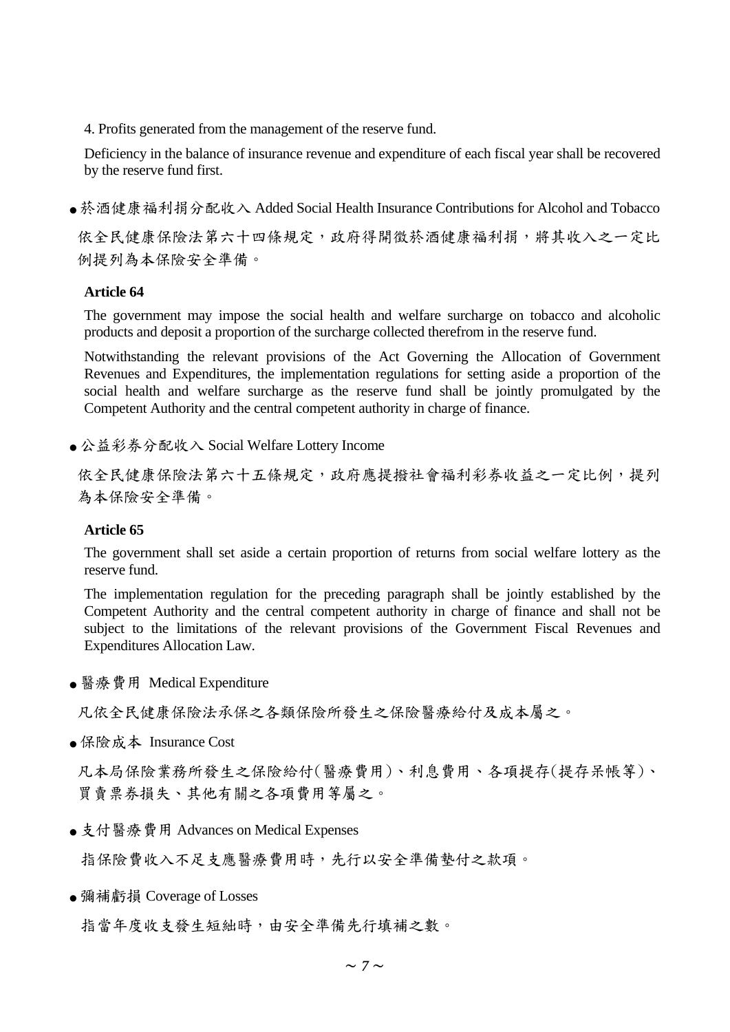4. Profits generated from the management of the reserve fund.

Deficiency in the balance of insurance revenue and expenditure of each fiscal year shall be recovered by the reserve fund first.

- 菸酒健康福利捐分配收入 Added Social Health Insurance Contributions for Alcohol and Tobacco

依全民健康保險法第六十四條規定，政府得開徵菸酒健康福利捐，將其收入之一定比例提列為本保險安全準備。

**Article 64**

The government may impose the social health and welfare surcharge on tobacco and alcoholic products and deposit a proportion of the surcharge collected therefrom in the reserve fund.

Notwithstanding the relevant provisions of the Act Governing the Allocation of Government Revenues and Expenditures, the implementation regulations for setting aside a proportion of the social health and welfare surcharge as the reserve fund shall be jointly promulgated by the Competent Authority and the central competent authority in charge of finance.

- 公益彩券分配收入 Social Welfare Lottery Income

依全民健康保險法第六十五條規定，政府應提撥社會福利彩券收益之一定比例，提列為本保險安全準備。

**Article 65**

The government shall set aside a certain proportion of returns from social welfare lottery as the reserve fund.

The implementation regulation for the preceding paragraph shall be jointly established by the Competent Authority and the central competent authority in charge of finance and shall not be subject to the limitations of the relevant provisions of the Government Fiscal Revenues and Expenditures Allocation Law.

- 醫療費用 Medical Expenditure

凡依全民健康保險法承保之各類保險所發生之保險醫療給付及成本屬之。

- 保險成本 Insurance Cost

凡本局保險業務所發生之保險給付(醫療費用)、利息費用、各項提存(提存呆帳等)、買賣票券損失、其他有關之各項費用等屬之。

- 支付醫療費用 Advances on Medical Expenses

指保險費收入不足支應醫療費用時，先行以安全準備墊付之款項。

- 彌補虧損 Coverage of Losses

指當年度收支發生短絀時，由安全準備先行填補之數。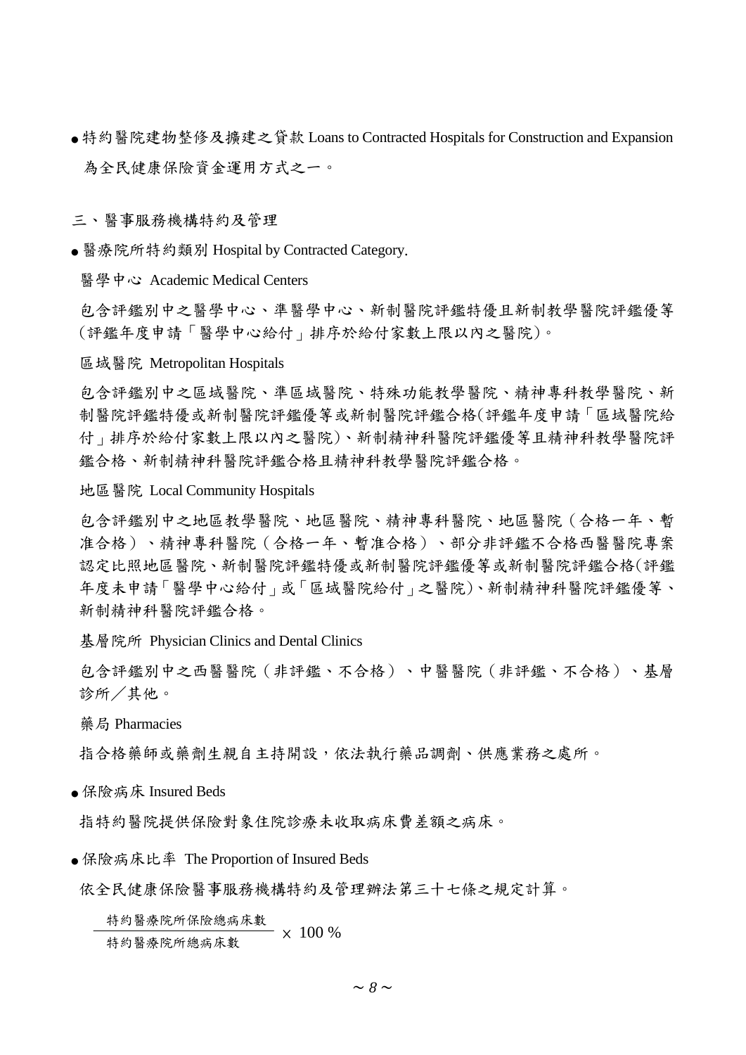- 特約醫院建物整修及擴建之貸款 Loans to Contracted Hospitals for Construction and Expansion

  為全民健康保險資金運用方式之一。

## 三、醫事服務機構特約及管理

- 醫療院所特約類別 Hospital by Contracted Category.

  醫學中心 Academic Medical Centers

  包含評鑑別中之醫學中心、準醫學中心、新制醫院評鑑特優且新制教學醫院評鑑優等(評鑑年度申請「醫學中心給付」排序於給付家數上限以內之醫院)。

  區域醫院 Metropolitan Hospitals

  包含評鑑別中之區域醫院、準區域醫院、特殊功能教學醫院、精神專科教學醫院、新制醫院評鑑特優或新制醫院評鑑優等或新制醫院評鑑合格(評鑑年度申請「區域醫院給付」排序於給付家數上限以內之醫院)、新制精神科醫院評鑑優等且精神科教學醫院評鑑合格、新制精神科醫院評鑑合格且精神科教學醫院評鑑合格。

  地區醫院 Local Community Hospitals

  包含評鑑別中之地區教學醫院、地區醫院、精神專科醫院、地區醫院(合格一年、暫准合格)、精神專科醫院(合格一年、暫准合格)、部分非評鑑不合格西醫醫院專案認定比照地區醫院、新制醫院評鑑特優或新制醫院評鑑優等或新制醫院評鑑合格(評鑑年度未申請「醫學中心給付」或「區域醫院給付」之醫院)、新制精神科醫院評鑑優等、新制精神科醫院評鑑合格。

  基層院所 Physician Clinics and Dental Clinics

  包含評鑑別中之西醫醫院(非評鑑、不合格)、中醫醫院(非評鑑、不合格)、基層診所／其他。

  藥局 Pharmacies

  指合格藥師或藥劑生親自主持開設，依法執行藥品調劑、供應業務之處所。

- 保險病床 Insured Beds

  指特約醫院提供保險對象住院診療未收取病床費差額之病床。

- 保險病床比率 The Proportion of Insured Beds

  依全民健康保險醫事服務機構特約及管理辦法第三十七條之規定計算。

$$\frac{\text{特約醫療院所保險總病床數}}{\text{特約醫療院所總病床數}} \times 100\ \%$$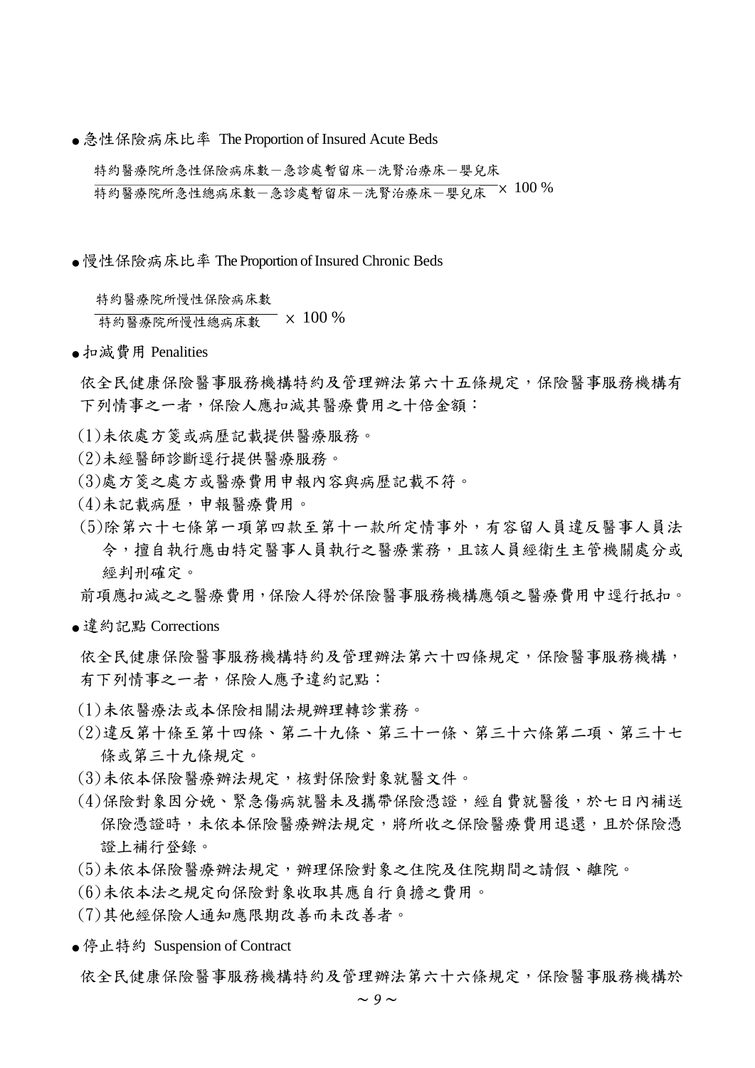- 急性保險病床比率 The Proportion of Insured Acute Beds

$$\frac{\text{特約醫療院所急性保險病床數}-\text{急診處暫留床}-\text{洗腎治療床}-\text{嬰兒床}}{\text{特約醫療院所急性總病床數}-\text{急診處暫留床}-\text{洗腎治療床}-\text{嬰兒床}} \times 100\ \%$$

- 慢性保險病床比率 The Proportion of Insured Chronic Beds

$$\frac{\text{特約醫療院所慢性保險病床數}}{\text{特約醫療院所慢性總病床數}} \times 100\ \%$$

- 扣減費用 Penalities

依全民健康保險醫事服務機構特約及管理辦法第六十五條規定，保險醫事服務機構有下列情事之一者，保險人應扣減其醫療費用之十倍金額：

(1)未依處方箋或病歷記載提供醫療服務。

(2)未經醫師診斷逕行提供醫療服務。

(3)處方箋之處方或醫療費用申報內容與病歷記載不符。

(4)未記載病歷，申報醫療費用。

(5)除第六十七條第一項第四款至第十一款所定情事外，有容留人員違反醫事人員法令，擅自執行應由特定醫事人員執行之醫療業務，且該人員經衛生主管機關處分或經判刑確定。

前項應扣減之之醫療費用，保險人得於保險醫事服務機構應領之醫療費用中逕行抵扣。

- 違約記點 Corrections

依全民健康保險醫事服務機構特約及管理辦法第六十四條規定，保險醫事服務機構，有下列情事之一者，保險人應予違約記點：

(1)未依醫療法或本保險相關法規辦理轉診業務。

(2)違反第十條至第十四條、第二十九條、第三十一條、第三十六條第二項、第三十七條或第三十九條規定。

(3)未依本保險醫療辦法規定，核對保險對象就醫文件。

(4)保險對象因分娩、緊急傷病就醫未及攜帶保險憑證，經自費就醫後，於七日內補送保險憑證時，未依本保險醫療辦法規定，將所收之保險醫療費用退還，且於保險憑證上補行登錄。

(5)未依本保險醫療辦法規定，辦理保險對象之住院及住院期間之請假、離院。

(6)未依本法之規定向保險對象收取其應自行負擔之費用。

(7)其他經保險人通知應限期改善而未改善者。

- 停止特約 Suspension of Contract

依全民健康保險醫事服務機構特約及管理辦法第六十六條規定，保險醫事服務機構於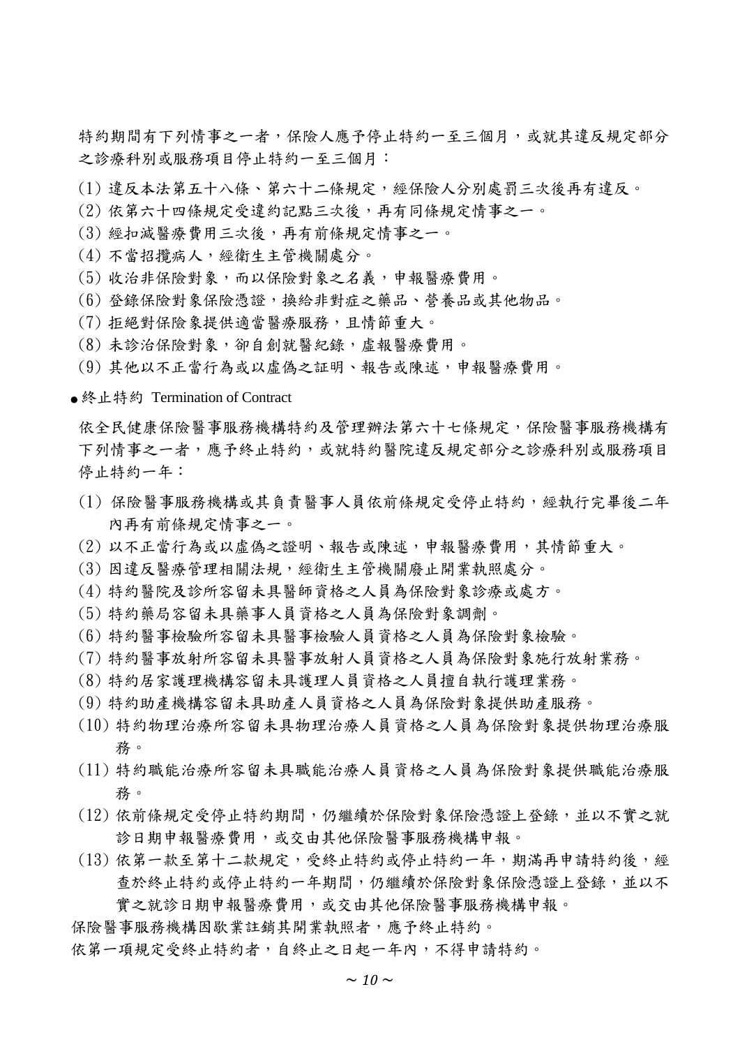特約期間有下列情事之一者，保險人應予停止特約一至三個月，或就其違反規定部分之診療科別或服務項目停止特約一至三個月：

(1) 違反本法第五十八條、第六十二條規定，經保險人分別處罰三次後再有違反。
(2) 依第六十四條規定受違約記點三次後，再有同條規定情事之一。
(3) 經扣減醫療費用三次後，再有前條規定情事之一。
(4) 不當招攬病人，經衛生主管機關處分。
(5) 收治非保險對象，而以保險對象之名義，申報醫療費用。
(6) 登錄保險對象保險憑證，換給非對症之藥品、營養品或其他物品。
(7) 拒絕對保險象提供適當醫療服務，且情節重大。
(8) 未診治保險對象，卻自創就醫紀錄，虛報醫療費用。
(9) 其他以不正當行為或以虛偽之証明、報告或陳述，申報醫療費用。

- 終止特約 Termination of Contract

依全民健康保險醫事服務機構特約及管理辦法第六十七條規定，保險醫事服務機構有下列情事之一者，應予終止特約，或就特約醫院違反規定部分之診療科別或服務項目停止特約一年：

(1) 保險醫事服務機構或其負責醫事人員依前條規定受停止特約，經執行完畢後二年內再有前條規定情事之一。
(2) 以不正當行為或以虛偽之證明、報告或陳述，申報醫療費用，其情節重大。
(3) 因違反醫療管理相關法規，經衛生主管機關廢止開業執照處分。
(4) 特約醫院及診所容留未具醫師資格之人員為保險對象診療或處方。
(5) 特約藥局容留未具藥事人員資格之人員為保險對象調劑。
(6) 特約醫事檢驗所容留未具醫事檢驗人員資格之人員為保險對象檢驗。
(7) 特約醫事放射所容留未具醫事放射人員資格之人員為保險對象施行放射業務。
(8) 特約居家護理機構容留未具護理人員資格之人員擅自執行護理業務。
(9) 特約助產機構容留未具助產人員資格之人員為保險對象提供助產服務。
(10) 特約物理治療所容留未具物理治療人員資格之人員為保險對象提供物理治療服務。
(11) 特約職能治療所容留未具職能治療人員資格之人員為保險對象提供職能治療服務。
(12) 依前條規定受停止特約期間，仍繼續於保險對象保險憑證上登錄，並以不實之就診日期申報醫療費用，或交由其他保險醫事服務機構申報。
(13) 依第一款至第十二款規定，受終止特約或停止特約一年，期滿再申請特約後，經查於終止特約或停止特約一年期間，仍繼續於保險對象保險憑證上登錄，並以不實之就診日期申報醫療費用，或交由其他保險醫事服務機構申報。

保險醫事服務機構因歇業註銷其開業執照者，應予終止特約。

依第一項規定受終止特約者，自終止之日起一年內，不得申請特約。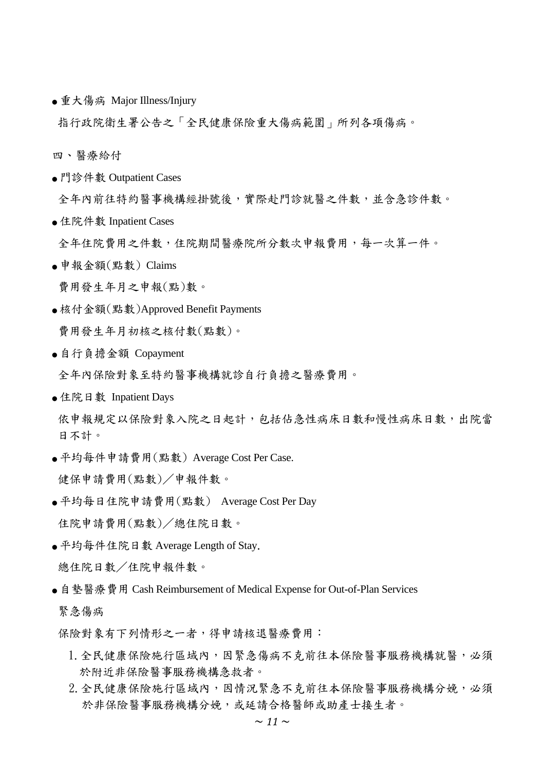- 重大傷病 Major Illness/Injury

指行政院衛生署公告之「全民健康保險重大傷病範圍」所列各項傷病。

## 四、醫療給付

- 門診件數 Outpatient Cases

全年內前往特約醫事機構經掛號後，實際赴門診就醫之件數，並含急診件數。

- 住院件數 Inpatient Cases

全年住院費用之件數，住院期間醫療院所分數次申報費用，每一次算一件。

- 申報金額(點數) Claims

費用發生年月之申報(點)數。

- 核付金額(點數)Approved Benefit Payments

費用發生年月初核之核付數(點數)。

- 自行負擔金額 Copayment

全年內保險對象至特約醫事機構就診自行負擔之醫療費用。

- 住院日數 Inpatient Days

依申報規定以保險對象入院之日起計，包括佔急性病床日數和慢性病床日數，出院當日不計。

- 平均每件申請費用(點數) Average Cost Per Case.

健保申請費用(點數)／申報件數。

- 平均每日住院申請費用(點數) Average Cost Per Day

住院申請費用(點數)／總住院日數。

- 平均每件住院日數 Average Length of Stay.

總住院日數／住院申報件數。

- 自墊醫療費用 Cash Reimbursement of Medical Expense for Out-of-Plan Services

緊急傷病

保險對象有下列情形之一者，得申請核退醫療費用：

1. 全民健康保險施行區域內，因緊急傷病不克前往本保險醫事服務機構就醫，必須於附近非保險醫事服務機構急救者。
2. 全民健康保險施行區域內，因情況緊急不克前往本保險醫事服務機構分娩，必須於非保險醫事服務機構分娩，或延請合格醫師或助產士接生者。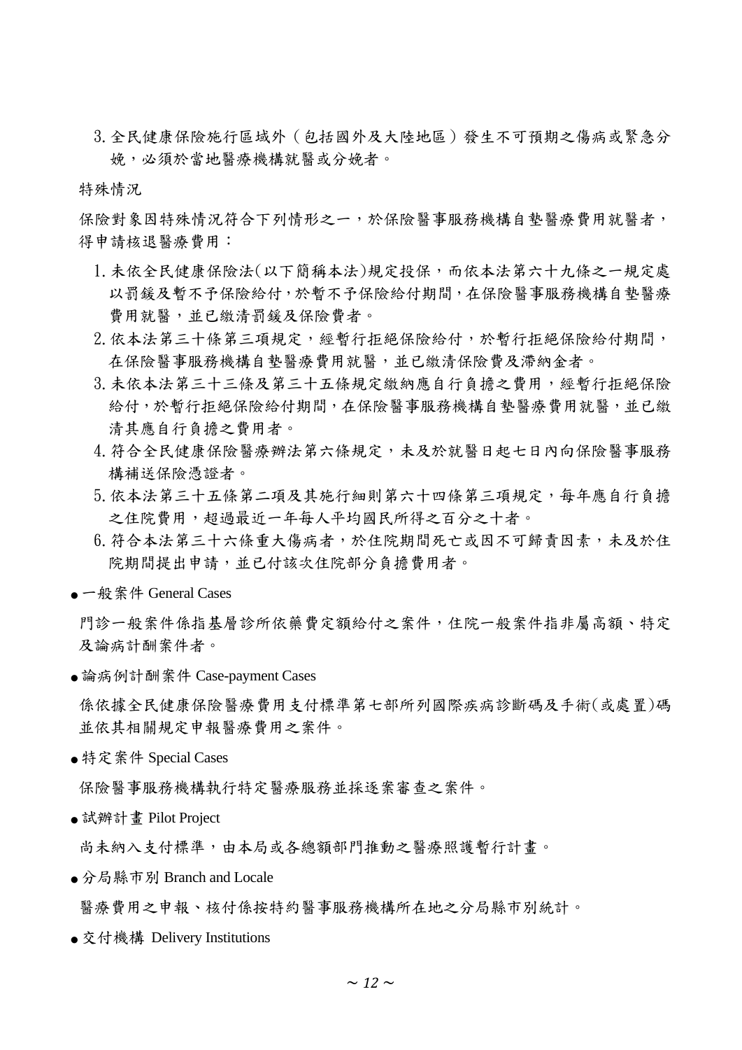3. 全民健康保險施行區域外（包括國外及大陸地區）發生不可預期之傷病或緊急分娩，必須於當地醫療機構就醫或分娩者。

特殊情況

保險對象因特殊情況符合下列情形之一，於保險醫事服務機構自墊醫療費用就醫者，得申請核退醫療費用：

1. 未依全民健康保險法(以下簡稱本法)規定投保，而依本法第六十九條之一規定處以罰鍰及暫不予保險給付，於暫不予保險給付期間，在保險醫事服務機構自墊醫療費用就醫，並已繳清罰鍰及保險費者。
2. 依本法第三十條第三項規定，經暫行拒絕保險給付，於暫行拒絕保險給付期間，在保險醫事服務機構自墊醫療費用就醫，並已繳清保險費及滯納金者。
3. 未依本法第三十三條及第三十五條規定繳納應自行負擔之費用，經暫行拒絕保險給付，於暫行拒絕保險給付期間，在保險醫事服務機構自墊醫療費用就醫，並已繳清其應自行負擔之費用者。
4. 符合全民健康保險醫療辦法第六條規定，未及於就醫日起七日內向保險醫事服務構補送保險憑證者。
5. 依本法第三十五條第二項及其施行細則第六十四條第三項規定，每年應自行負擔之住院費用，超過最近一年每人平均國民所得之百分之十者。
6. 符合本法第三十六條重大傷病者，於住院期間死亡或因不可歸責因素，未及於住院期間提出申請，並已付該次住院部分負擔費用者。

- 一般案件 General Cases

門診一般案件係指基層診所依藥費定額給付之案件，住院一般案件指非屬高額、特定及論病計酬案件者。

- 論病例計酬案件 Case-payment Cases

係依據全民健康保險醫療費用支付標準第七部所列國際疾病診斷碼及手術(或處置)碼並依其相關規定申報醫療費用之案件。

- 特定案件 Special Cases

保險醫事服務機構執行特定醫療服務並採逐案審查之案件。

- 試辦計畫 Pilot Project

尚未納入支付標準，由本局或各總額部門推動之醫療照護暫行計畫。

- 分局縣市別 Branch and Locale

醫療費用之申報、核付係按特約醫事服務機構所在地之分局縣市別統計。

- 交付機構 Delivery Institutions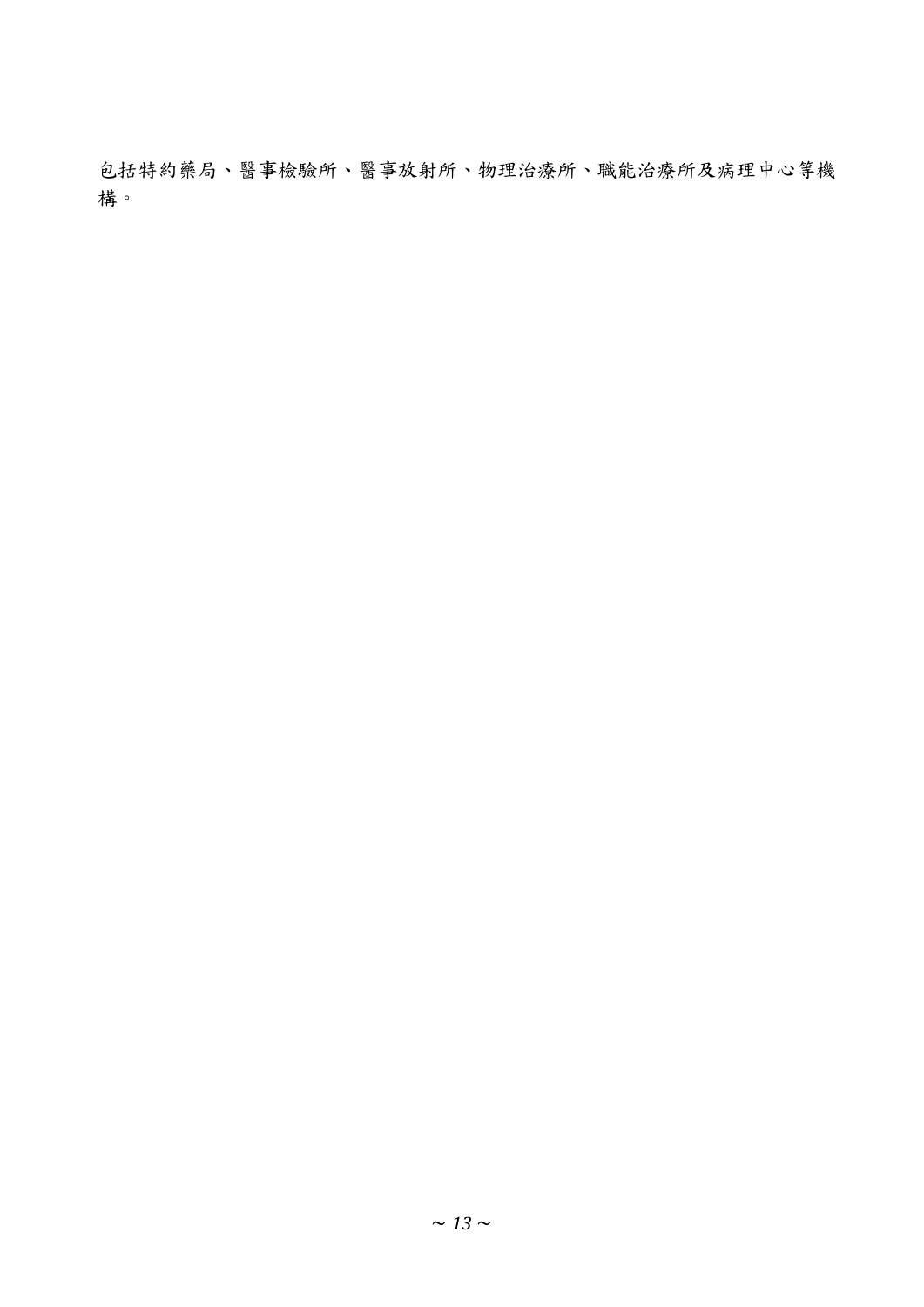包括特約藥局、醫事檢驗所、醫事放射所、物理治療所、職能治療所及病理中心等機構。